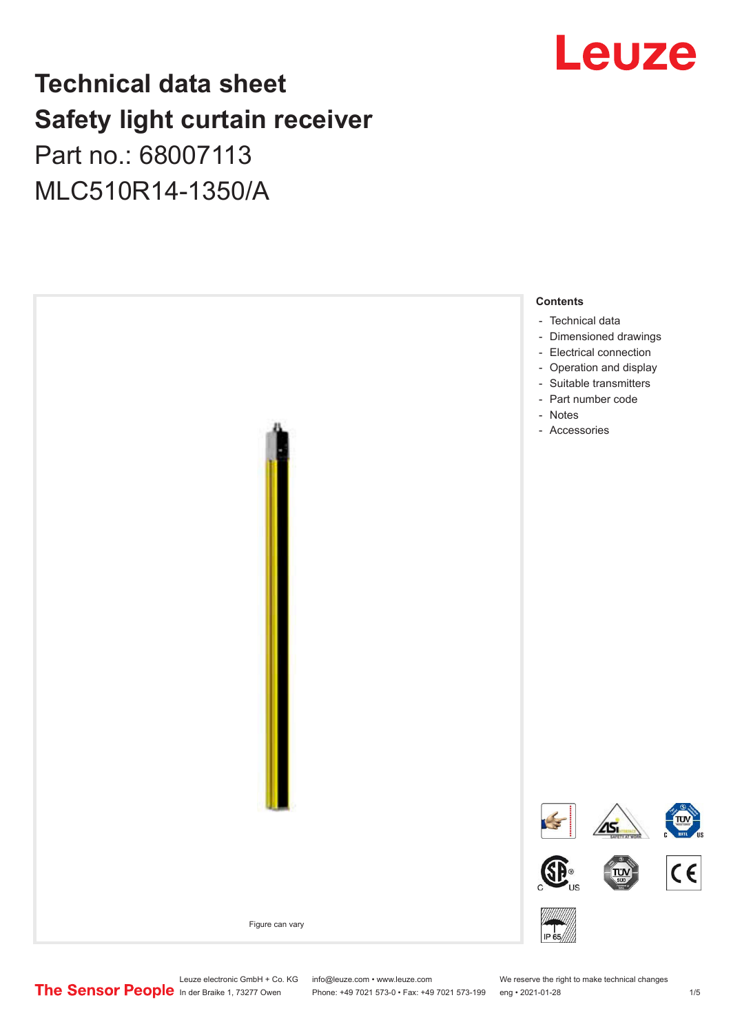# Technical data sheet
# Safety light curtain receiver
Part no.: 68007113

MLC510R14-1350/A

Figure can vary

**Contents**

- Technical data
- Dimensioned drawings
- Electrical connection
- Operation and display
- Suitable transmitters
- Part number code
- Notes
- Accessories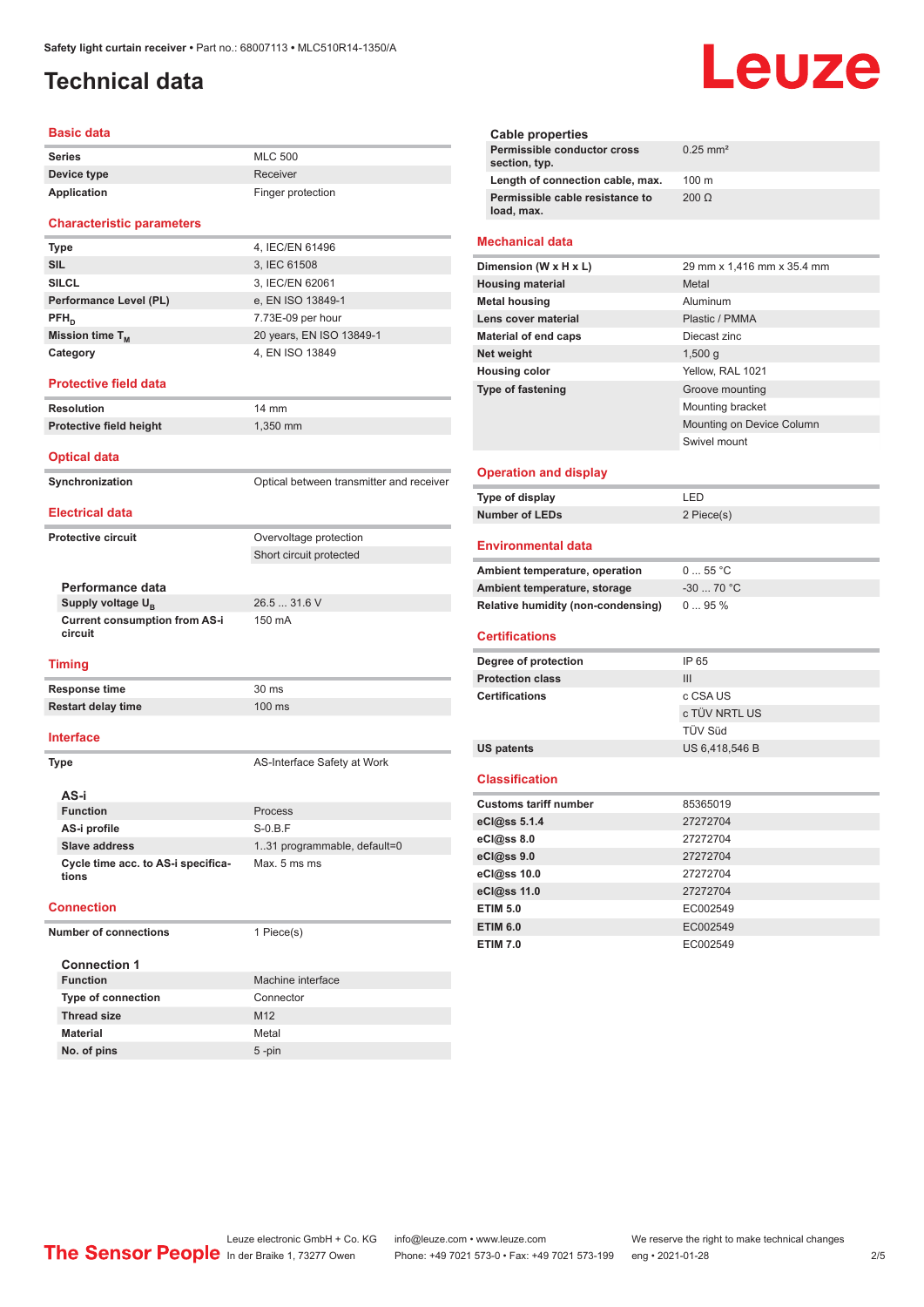# Technical data

## Basic data

| | |
|---|---|
| Series | MLC 500 |
| Device type | Receiver |
| Application | Finger protection |

## Characteristic parameters

| | |
|---|---|
| Type | 4, IEC/EN 61496 |
| SIL | 3, IEC 61508 |
| SILCL | 3, IEC/EN 62061 |
| Performance Level (PL) | e, EN ISO 13849-1 |
| $PFH_D$ | 7.73E-09 per hour |
| Mission time $T_M$ | 20 years, EN ISO 13849-1 |
| Category | 4, EN ISO 13849 |

## Protective field data

| | |
|---|---|
| Resolution | 14 mm |
| Protective field height | 1,350 mm |

## Optical data

| | |
|---|---|
| Synchronization | Optical between transmitter and receiver |

## Electrical data

| | |
|---|---|
| Protective circuit | Overvoltage protection |
| | Short circuit protected |

### Performance data

| | |
|---|---|
| Supply voltage $U_B$ | 26.5 ... 31.6 V |
| Current consumption from AS-i circuit | 150 mA |

## Timing

| | |
|---|---|
| Response time | 30 ms |
| Restart delay time | 100 ms |

## Interface

| | |
|---|---|
| Type | AS-Interface Safety at Work |

### AS-i

| | |
|---|---|
| Function | Process |
| AS-i profile | S-0.B.F |
| Slave address | 1..31 programmable, default=0 |
| Cycle time acc. to AS-i specifications | Max. 5 ms ms |

## Connection

| | |
|---|---|
| Number of connections | 1 Piece(s) |

### Connection 1

| | |
|---|---|
| Function | Machine interface |
| Type of connection | Connector |
| Thread size | M12 |
| Material | Metal |
| No. of pins | 5 -pin |

### Cable properties

| | |
|---|---|
| Permissible conductor cross section, typ. | 0.25 mm² |
| Length of connection cable, max. | 100 m |
| Permissible cable resistance to load, max. | 200 Ω |

## Mechanical data

| | |
|---|---|
| Dimension (W x H x L) | 29 mm x 1,416 mm x 35.4 mm |
| Housing material | Metal |
| Metal housing | Aluminum |
| Lens cover material | Plastic / PMMA |
| Material of end caps | Diecast zinc |
| Net weight | 1,500 g |
| Housing color | Yellow, RAL 1021 |
| Type of fastening | Groove mounting |
| | Mounting bracket |
| | Mounting on Device Column |
| | Swivel mount |

## Operation and display

| | |
|---|---|
| Type of display | LED |
| Number of LEDs | 2 Piece(s) |

## Environmental data

| | |
|---|---|
| Ambient temperature, operation | 0 ... 55 °C |
| Ambient temperature, storage | -30 ... 70 °C |
| Relative humidity (non-condensing) | 0 ... 95 % |

## Certifications

| | |
|---|---|
| Degree of protection | IP 65 |
| Protection class | III |
| Certifications | c CSA US |
| | c TÜV NRTL US |
| | TÜV Süd |
| US patents | US 6,418,546 B |

## Classification

| | |
|---|---|
| Customs tariff number | 85365019 |
| eCl@ss 5.1.4 | 27272704 |
| eCl@ss 8.0 | 27272704 |
| eCl@ss 9.0 | 27272704 |
| eCl@ss 10.0 | 27272704 |
| eCl@ss 11.0 | 27272704 |
| ETIM 5.0 | EC002549 |
| ETIM 6.0 | EC002549 |
| ETIM 7.0 | EC002549 |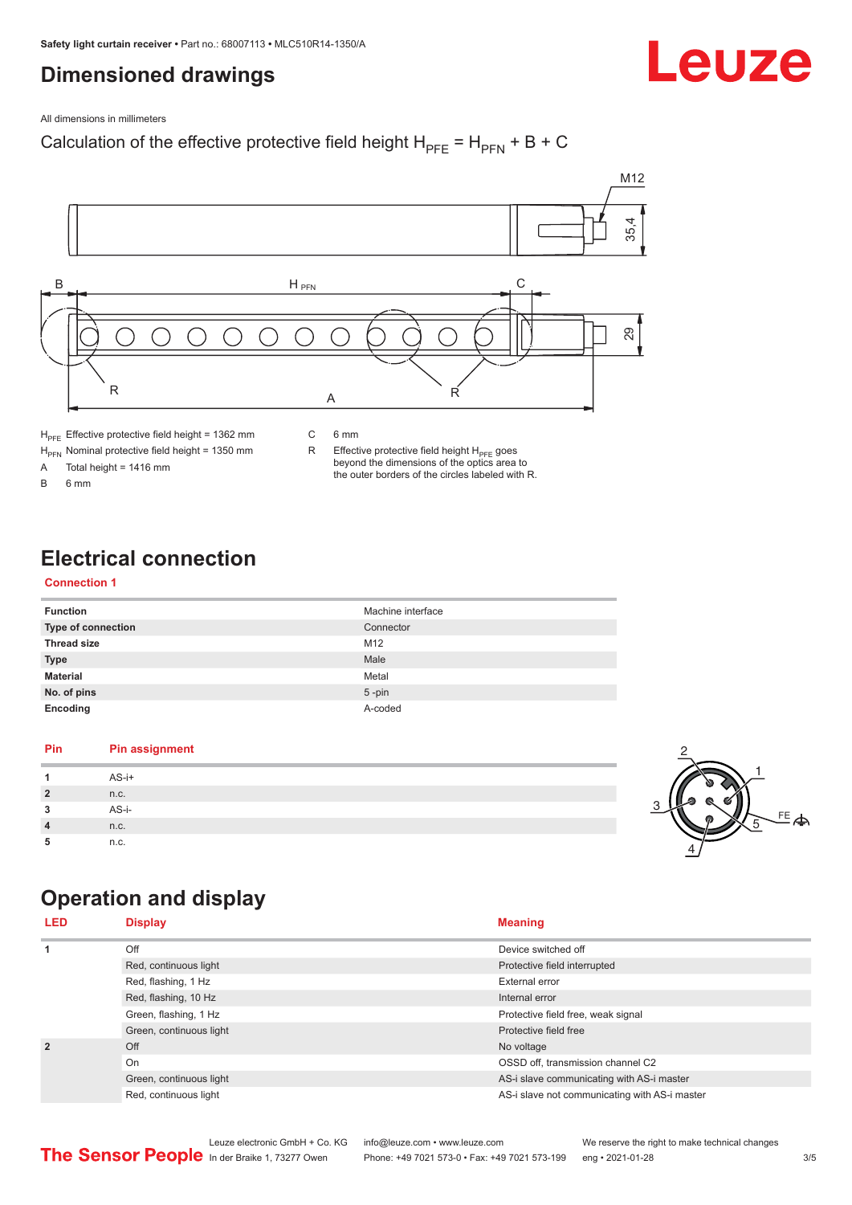# Dimensioned drawings

All dimensions in millimeters

Calculation of the effective protective field height $H_{PFE} = H_{PFN} + B + C$

$H_{PFE}$ Effective protective field height = 1362 mm

$H_{PFN}$ Nominal protective field height = 1350 mm

A Total height = 1416 mm

B 6 mm

C 6 mm

R Effective protective field height $H_{PFE}$ goes beyond the dimensions of the optics area to the outer borders of the circles labeled with R.

# Electrical connection

## Connection 1

| Function | Machine interface |
|---|---|
| Type of connection | Connector |
| Thread size | M12 |
| Type | Male |
| Material | Metal |
| No. of pins | 5 -pin |
| Encoding | A-coded |

| Pin | Pin assignment |
|---|---|
| 1 | AS-i+ |
| 2 | n.c. |
| 3 | AS-i- |
| 4 | n.c. |
| 5 | n.c. |

# Operation and display

| LED | Display | Meaning |
|---|---|---|
| 1 | Off | Device switched off |
| | Red, continuous light | Protective field interrupted |
| | Red, flashing, 1 Hz | External error |
| | Red, flashing, 10 Hz | Internal error |
| | Green, flashing, 1 Hz | Protective field free, weak signal |
| | Green, continuous light | Protective field free |
| 2 | Off | No voltage |
| | On | OSSD off, transmission channel C2 |
| | Green, continuous light | AS-i slave communicating with AS-i master |
| | Red, continuous light | AS-i slave not communicating with AS-i master |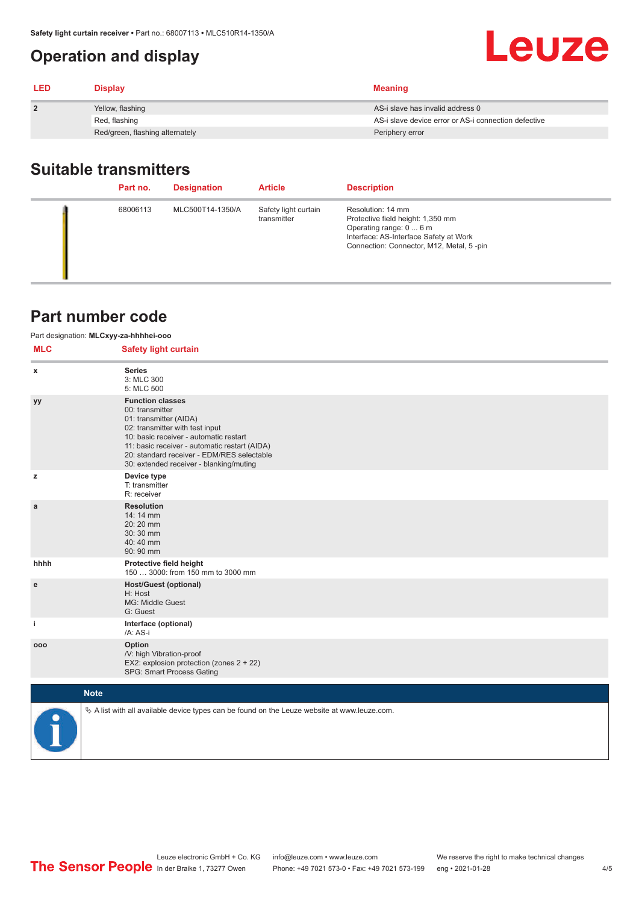# Operation and display

| LED | Display | Meaning |
|---|---|---|
| 2 | Yellow, flashing | AS-i slave has invalid address 0 |
| | Red, flashing | AS-i slave device error or AS-i connection defective |
| | Red/green, flashing alternately | Periphery error |

## Suitable transmitters

| | Part no. | Designation | Article | Description |
|---|---|---|---|---|
| | 68006113 | MLC500T14-1350/A | Safety light curtain transmitter | Resolution: 14 mm<br>Protective field height: 1,350 mm<br>Operating range: 0 ... 6 m<br>Interface: AS-Interface Safety at Work<br>Connection: Connector, M12, Metal, 5 -pin |

## Part number code

Part designation: **MLCxyy-za-hhhhei-ooo**

| MLC | Safety light curtain |
|---|---|
| x | **Series**<br>3: MLC 300<br>5: MLC 500 |
| yy | **Function classes**<br>00: transmitter<br>01: transmitter (AIDA)<br>02: transmitter with test input<br>10: basic receiver - automatic restart<br>11: basic receiver - automatic restart (AIDA)<br>20: standard receiver - EDM/RES selectable<br>30: extended receiver - blanking/muting |
| z | **Device type**<br>T: transmitter<br>R: receiver |
| a | **Resolution**<br>14: 14 mm<br>20: 20 mm<br>30: 30 mm<br>40: 40 mm<br>90: 90 mm |
| hhhh | **Protective field height**<br>150 … 3000: from 150 mm to 3000 mm |
| e | **Host/Guest (optional)**<br>H: Host<br>MG: Middle Guest<br>G: Guest |
| i | **Interface (optional)**<br>/A: AS-i |
| ooo | **Option**<br>/V: high Vibration-proof<br>EX2: explosion protection (zones 2 + 22)<br>SPG: Smart Process Gating |

**Note**

↳ A list with all available device types can be found on the Leuze website at www.leuze.com.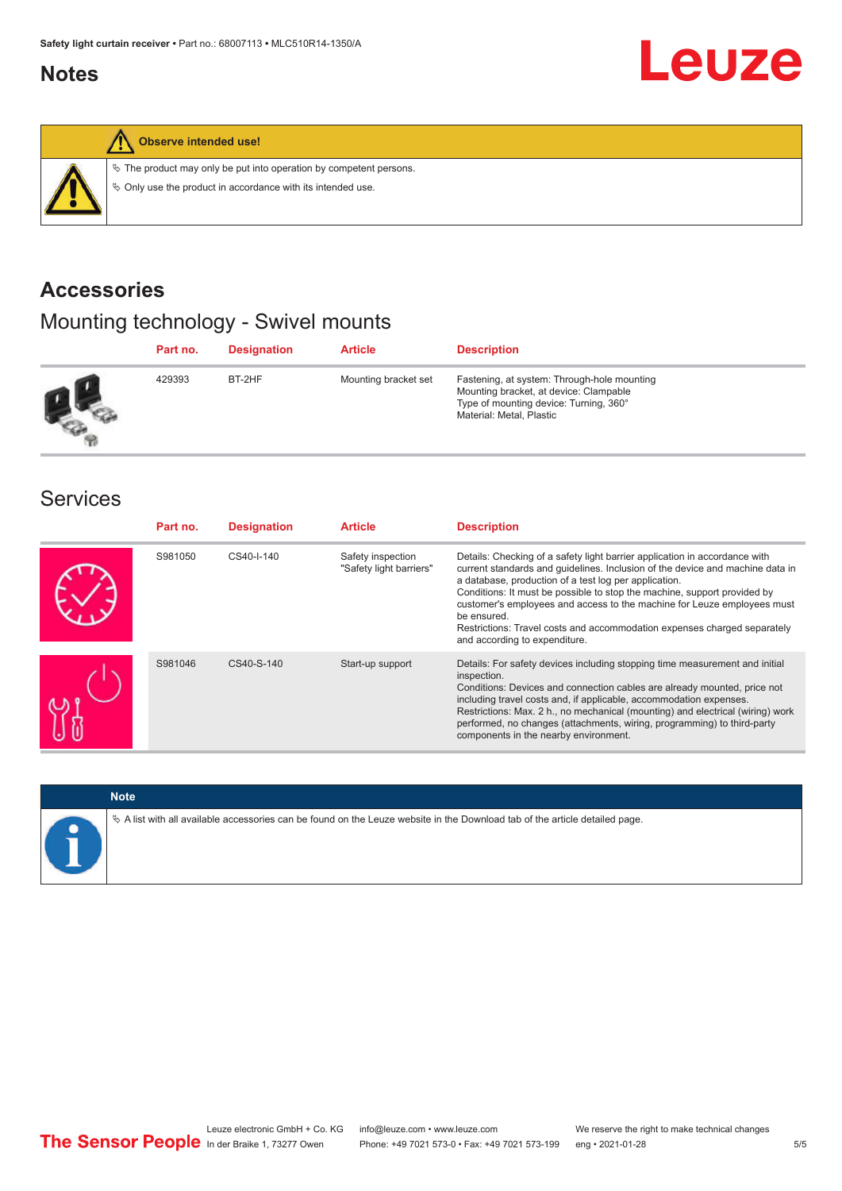## Notes

**Observe intended use!**

- ↳ The product may only be put into operation by competent persons.
- ↳ Only use the product in accordance with its intended use.

## Accessories

### Mounting technology - Swivel mounts

| | Part no. | Designation | Article | Description |
|---|---|---|---|---|
| | 429393 | BT-2HF | Mounting bracket set | Fastening, at system: Through-hole mounting<br>Mounting bracket, at device: Clampable<br>Type of mounting device: Turning, 360°<br>Material: Metal, Plastic |

### Services

| | Part no. | Designation | Article | Description |
|---|---|---|---|---|
| | S981050 | CS40-I-140 | Safety inspection "Safety light barriers" | Details: Checking of a safety light barrier application in accordance with current standards and guidelines. Inclusion of the device and machine data in a database, production of a test log per application.<br>Conditions: It must be possible to stop the machine, support provided by customer's employees and access to the machine for Leuze employees must be ensured.<br>Restrictions: Travel costs and accommodation expenses charged separately and according to expenditure. |
| | S981046 | CS40-S-140 | Start-up support | Details: For safety devices including stopping time measurement and initial inspection.<br>Conditions: Devices and connection cables are already mounted, price not including travel costs and, if applicable, accommodation expenses.<br>Restrictions: Max. 2 h., no mechanical (mounting) and electrical (wiring) work performed, no changes (attachments, wiring, programming) to third-party components in the nearby environment. |

**Note**

- ↳ A list with all available accessories can be found on the Leuze website in the Download tab of the article detailed page.